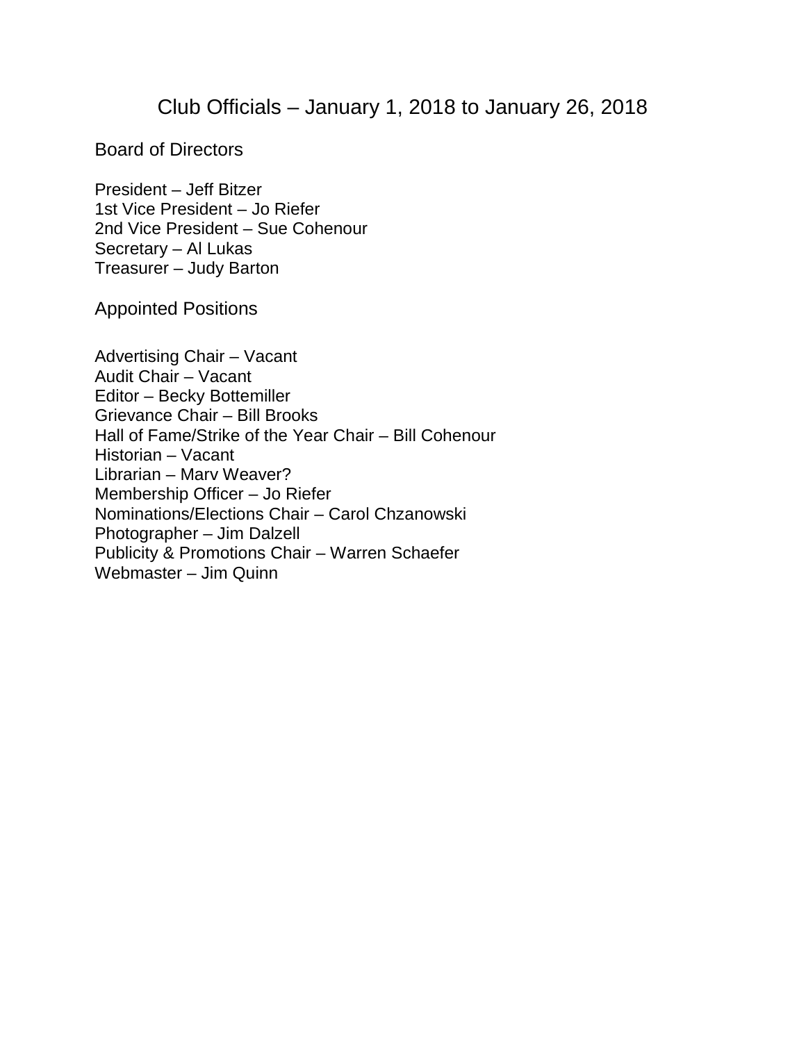# Club Officials – January 1, 2018 to January 26, 2018

## Board of Directors

President – Jeff Bitzer
1st Vice President – Jo Riefer
2nd Vice President – Sue Cohenour
Secretary – Al Lukas
Treasurer – Judy Barton

## Appointed Positions

Advertising Chair – Vacant
Audit Chair – Vacant
Editor – Becky Bottemiller
Grievance Chair – Bill Brooks
Hall of Fame/Strike of the Year Chair – Bill Cohenour
Historian – Vacant
Librarian – Marv Weaver?
Membership Officer – Jo Riefer
Nominations/Elections Chair – Carol Chzanowski
Photographer – Jim Dalzell
Publicity & Promotions Chair – Warren Schaefer
Webmaster – Jim Quinn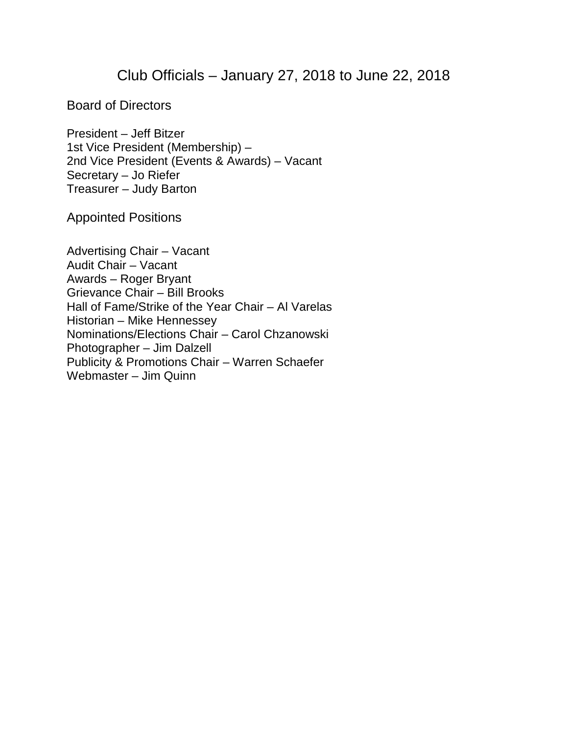# Club Officials – January 27, 2018 to June 22, 2018

## Board of Directors

President – Jeff Bitzer
1st Vice President (Membership) –
2nd Vice President (Events & Awards) – Vacant
Secretary – Jo Riefer
Treasurer – Judy Barton

## Appointed Positions

Advertising Chair – Vacant
Audit Chair – Vacant
Awards – Roger Bryant
Grievance Chair – Bill Brooks
Hall of Fame/Strike of the Year Chair – Al Varelas
Historian – Mike Hennessey
Nominations/Elections Chair – Carol Chzanowski
Photographer – Jim Dalzell
Publicity & Promotions Chair – Warren Schaefer
Webmaster – Jim Quinn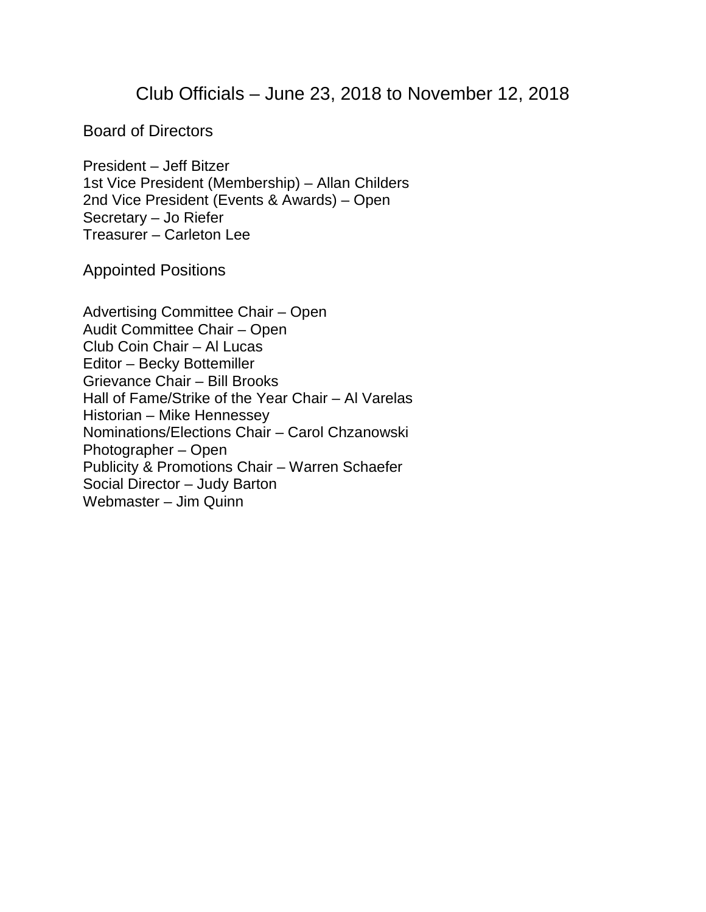# Club Officials – June 23, 2018 to November 12, 2018

## Board of Directors

President – Jeff Bitzer
1st Vice President (Membership) – Allan Childers
2nd Vice President (Events & Awards) – Open
Secretary – Jo Riefer
Treasurer – Carleton Lee

## Appointed Positions

Advertising Committee Chair – Open
Audit Committee Chair – Open
Club Coin Chair – Al Lucas
Editor – Becky Bottemiller
Grievance Chair – Bill Brooks
Hall of Fame/Strike of the Year Chair – Al Varelas
Historian – Mike Hennessey
Nominations/Elections Chair – Carol Chzanowski
Photographer – Open
Publicity & Promotions Chair – Warren Schaefer
Social Director – Judy Barton
Webmaster – Jim Quinn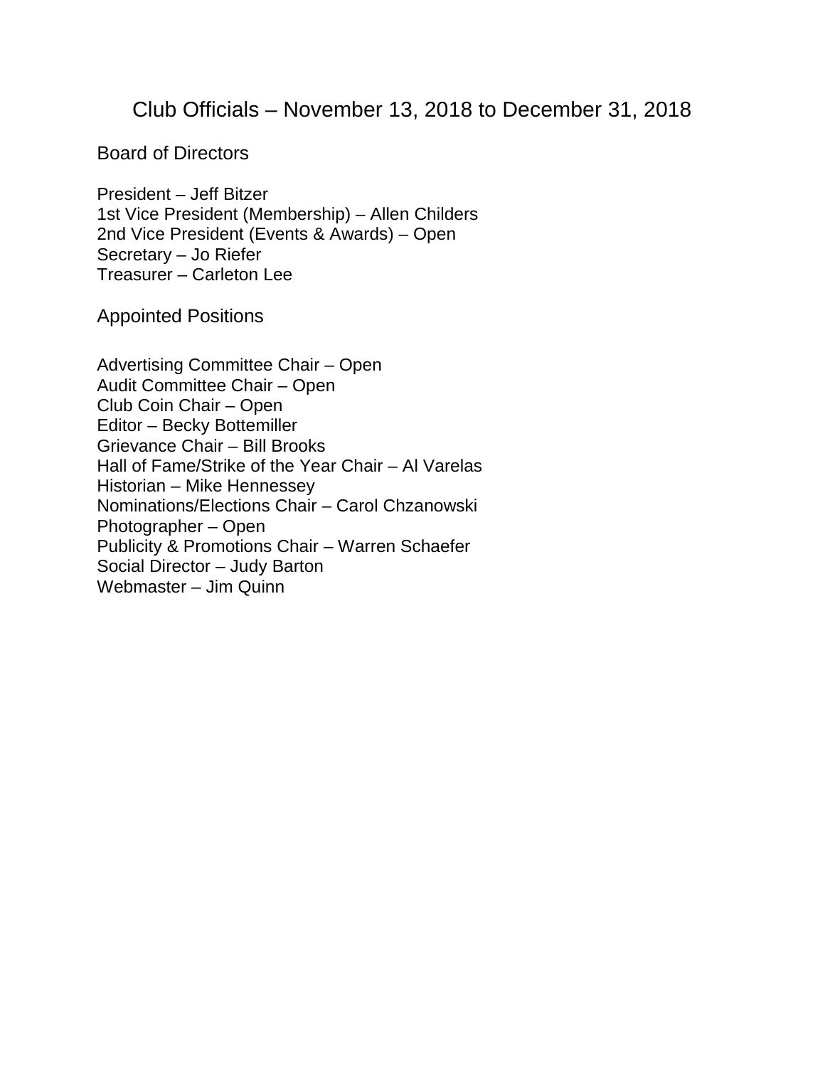# Club Officials – November 13, 2018 to December 31, 2018

## Board of Directors

President – Jeff Bitzer
1st Vice President (Membership) – Allen Childers
2nd Vice President (Events & Awards) – Open
Secretary – Jo Riefer
Treasurer – Carleton Lee

## Appointed Positions

Advertising Committee Chair – Open
Audit Committee Chair – Open
Club Coin Chair – Open
Editor – Becky Bottemiller
Grievance Chair – Bill Brooks
Hall of Fame/Strike of the Year Chair – Al Varelas
Historian – Mike Hennessey
Nominations/Elections Chair – Carol Chzanowski
Photographer – Open
Publicity & Promotions Chair – Warren Schaefer
Social Director – Judy Barton
Webmaster – Jim Quinn